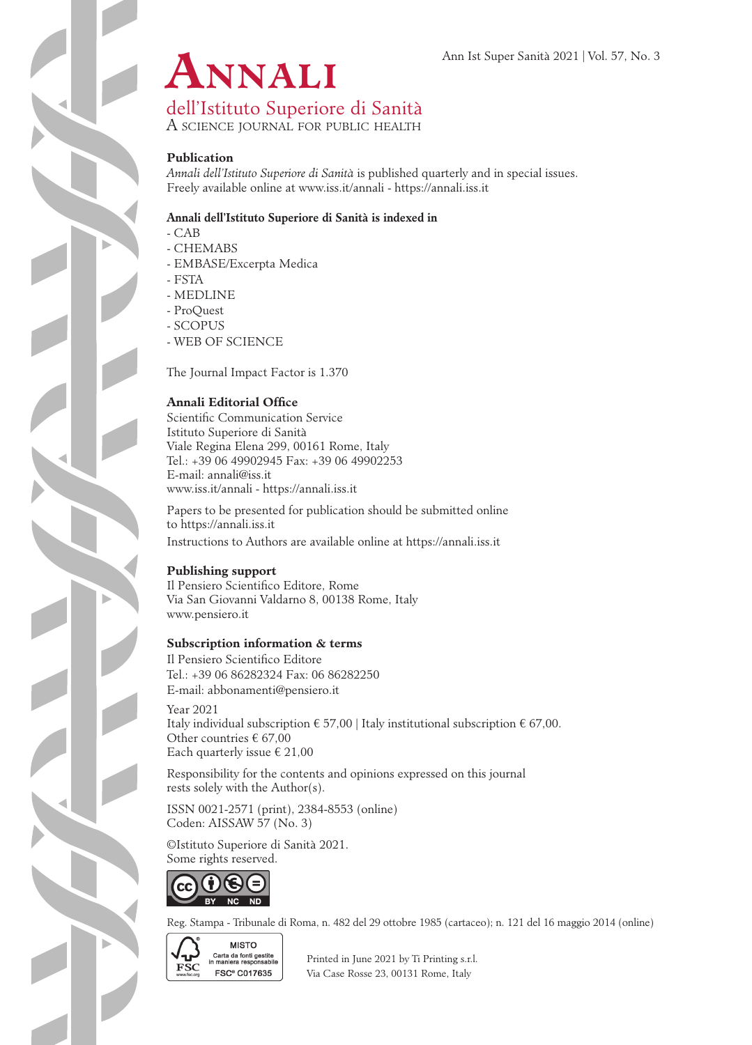# Annali

## dell'Istituto Superiore di Sanità

A SCIENCE JOURNAL FOR PUBLIC HEALTH

### Publication

*Annali dell'Istituto Superiore di Sanità* is published quarterly and in special issues.
Freely available online at www.iss.it/annali - https://annali.iss.it

### Annali dell'Istituto Superiore di Sanità is indexed in

- CAB
- CHEMABS
- EMBASE/Excerpta Medica
- FSTA
- MEDLINE
- ProQuest
- SCOPUS
- WEB OF SCIENCE

The Journal Impact Factor is 1.370

### Annali Editorial Office

Scientific Communication Service
Istituto Superiore di Sanità
Viale Regina Elena 299, 00161 Rome, Italy
Tel.: +39 06 49902945 Fax: +39 06 49902253
E-mail: annali@iss.it
www.iss.it/annali - https://annali.iss.it

Papers to be presented for publication should be submitted online to https://annali.iss.it

Instructions to Authors are available online at https://annali.iss.it

### Publishing support

Il Pensiero Scientifico Editore, Rome
Via San Giovanni Valdarno 8, 00138 Rome, Italy
www.pensiero.it

### Subscription information & terms

Il Pensiero Scientifico Editore
Tel.: +39 06 86282324 Fax: 06 86282250
E-mail: abbonamenti@pensiero.it

Year 2021
Italy individual subscription € 57,00 | Italy institutional subscription € 67,00.
Other countries € 67,00
Each quarterly issue € 21,00

Responsibility for the contents and opinions expressed on this journal rests solely with the Author(s).

ISSN 0021-2571 (print), 2384-8553 (online)
Coden: AISSAW 57 (No. 3)

©Istituto Superiore di Sanità 2021.
Some rights reserved.

Reg. Stampa - Tribunale di Roma, n. 482 del 29 ottobre 1985 (cartaceo); n. 121 del 16 maggio 2014 (online)

MISTO
Carta da fonti gestite in maniera responsabile
FSC® C017635

Printed in June 2021 by Ti Printing s.r.l.
Via Case Rosse 23, 00131 Rome, Italy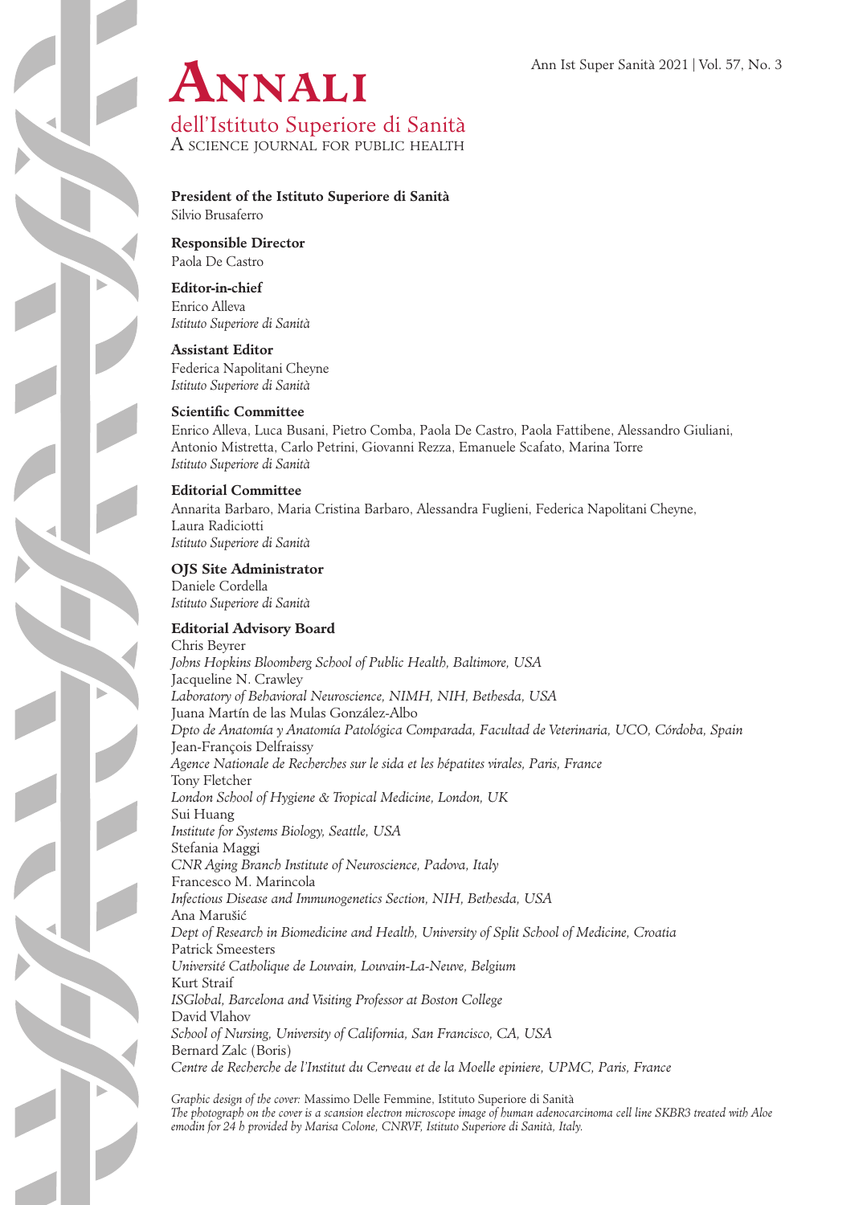# Annali

## dell'Istituto Superiore di Sanità

A science journal for public health

**President of the Istituto Superiore di Sanità**
Silvio Brusaferro

**Responsible Director**
Paola De Castro

**Editor-in-chief**
Enrico Alleva
*Istituto Superiore di Sanità*

**Assistant Editor**
Federica Napolitani Cheyne
*Istituto Superiore di Sanità*

**Scientific Committee**
Enrico Alleva, Luca Busani, Pietro Comba, Paola De Castro, Paola Fattibene, Alessandro Giuliani, Antonio Mistretta, Carlo Petrini, Giovanni Rezza, Emanuele Scafato, Marina Torre
*Istituto Superiore di Sanità*

**Editorial Committee**
Annarita Barbaro, Maria Cristina Barbaro, Alessandra Fuglieni, Federica Napolitani Cheyne, Laura Radiciotti
*Istituto Superiore di Sanità*

**OJS Site Administrator**
Daniele Cordella
*Istituto Superiore di Sanità*

**Editorial Advisory Board**
Chris Beyrer
*Johns Hopkins Bloomberg School of Public Health, Baltimore, USA*
Jacqueline N. Crawley
*Laboratory of Behavioral Neuroscience, NIMH, NIH, Bethesda, USA*
Juana Martín de las Mulas González-Albo
*Dpto de Anatomía y Anatomía Patológica Comparada, Facultad de Veterinaria, UCO, Córdoba, Spain*
Jean-François Delfraissy
*Agence Nationale de Recherches sur le sida et les hépatites virales, Paris, France*
Tony Fletcher
*London School of Hygiene & Tropical Medicine, London, UK*
Sui Huang
*Institute for Systems Biology, Seattle, USA*
Stefania Maggi
*CNR Aging Branch Institute of Neuroscience, Padova, Italy*
Francesco M. Marincola
*Infectious Disease and Immunogenetics Section, NIH, Bethesda, USA*
Ana Marušić
*Dept of Research in Biomedicine and Health, University of Split School of Medicine, Croatia*
Patrick Smeesters
*Université Catholique de Louvain, Louvain-La-Neuve, Belgium*
Kurt Straif
*ISGlobal, Barcelona and Visiting Professor at Boston College*
David Vlahov
*School of Nursing, University of California, San Francisco, CA, USA*
Bernard Zalc (Boris)
*Centre de Recherche de l'Institut du Cerveau et de la Moelle epiniere, UPMC, Paris, France*

*Graphic design of the cover:* Massimo Delle Femmine, Istituto Superiore di Sanità
*The photograph on the cover is a scansion electron microscope image of human adenocarcinoma cell line SKBR3 treated with Aloe emodin for 24 h provided by Marisa Colone, CNRVF, Istituto Superiore di Sanità, Italy.*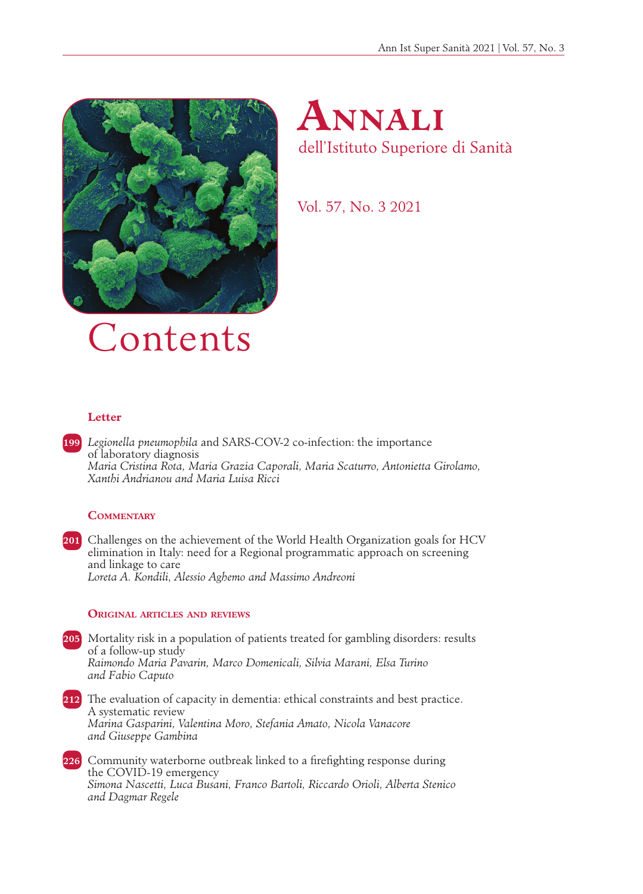# Annali

dell'Istituto Superiore di Sanità

Vol. 57, No. 3 2021

# Contents

## Letter

**199** *Legionella pneumophila* and SARS-COV-2 co-infection: the importance of laboratory diagnosis
*Maria Cristina Rota, Maria Grazia Caporali, Maria Scaturro, Antonietta Girolamo, Xanthi Andrianou and Maria Luisa Ricci*

## Commentary

**201** Challenges on the achievement of the World Health Organization goals for HCV elimination in Italy: need for a Regional programmatic approach on screening and linkage to care
*Loreta A. Kondili, Alessio Aghemo and Massimo Andreoni*

## Original articles and reviews

**205** Mortality risk in a population of patients treated for gambling disorders: results of a follow-up study
*Raimondo Maria Pavarin, Marco Domenicali, Silvia Marani, Elsa Turino and Fabio Caputo*

**212** The evaluation of capacity in dementia: ethical constraints and best practice. A systematic review
*Marina Gasparini, Valentina Moro, Stefania Amato, Nicola Vanacore and Giuseppe Gambina*

**226** Community waterborne outbreak linked to a firefighting response during the COVID-19 emergency
*Simona Nascetti, Luca Busani, Franco Bartoli, Riccardo Orioli, Alberta Stenico and Dagmar Regele*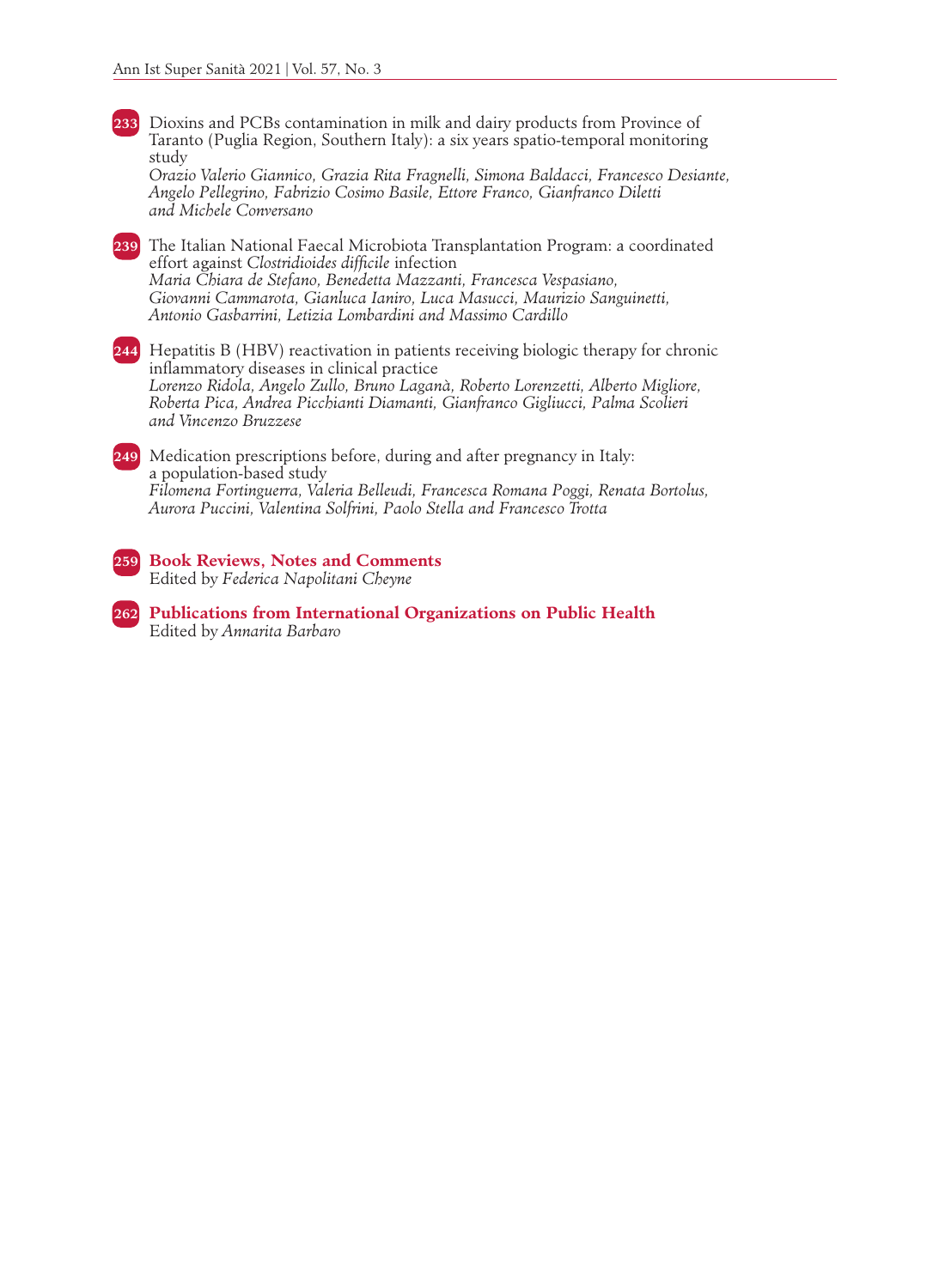**233** Dioxins and PCBs contamination in milk and dairy products from Province of Taranto (Puglia Region, Southern Italy): a six years spatio-temporal monitoring study
*Orazio Valerio Giannico, Grazia Rita Fragnelli, Simona Baldacci, Francesco Desiante, Angelo Pellegrino, Fabrizio Cosimo Basile, Ettore Franco, Gianfranco Diletti and Michele Conversano*

**239** The Italian National Faecal Microbiota Transplantation Program: a coordinated effort against *Clostridioides difficile* infection
*Maria Chiara de Stefano, Benedetta Mazzanti, Francesca Vespasiano, Giovanni Cammarota, Gianluca Ianiro, Luca Masucci, Maurizio Sanguinetti, Antonio Gasbarrini, Letizia Lombardini and Massimo Cardillo*

**244** Hepatitis B (HBV) reactivation in patients receiving biologic therapy for chronic inflammatory diseases in clinical practice
*Lorenzo Ridola, Angelo Zullo, Bruno Laganà, Roberto Lorenzetti, Alberto Migliore, Roberta Pica, Andrea Picchianti Diamanti, Gianfranco Gigliucci, Palma Scolieri and Vincenzo Bruzzese*

**249** Medication prescriptions before, during and after pregnancy in Italy: a population-based study
*Filomena Fortinguerra, Valeria Belleudi, Francesca Romana Poggi, Renata Bortolus, Aurora Puccini, Valentina Solfrini, Paolo Stella and Francesco Trotta*

**259** **Book Reviews, Notes and Comments**
Edited by *Federica Napolitani Cheyne*

**262** **Publications from International Organizations on Public Health**
Edited by *Annarita Barbaro*